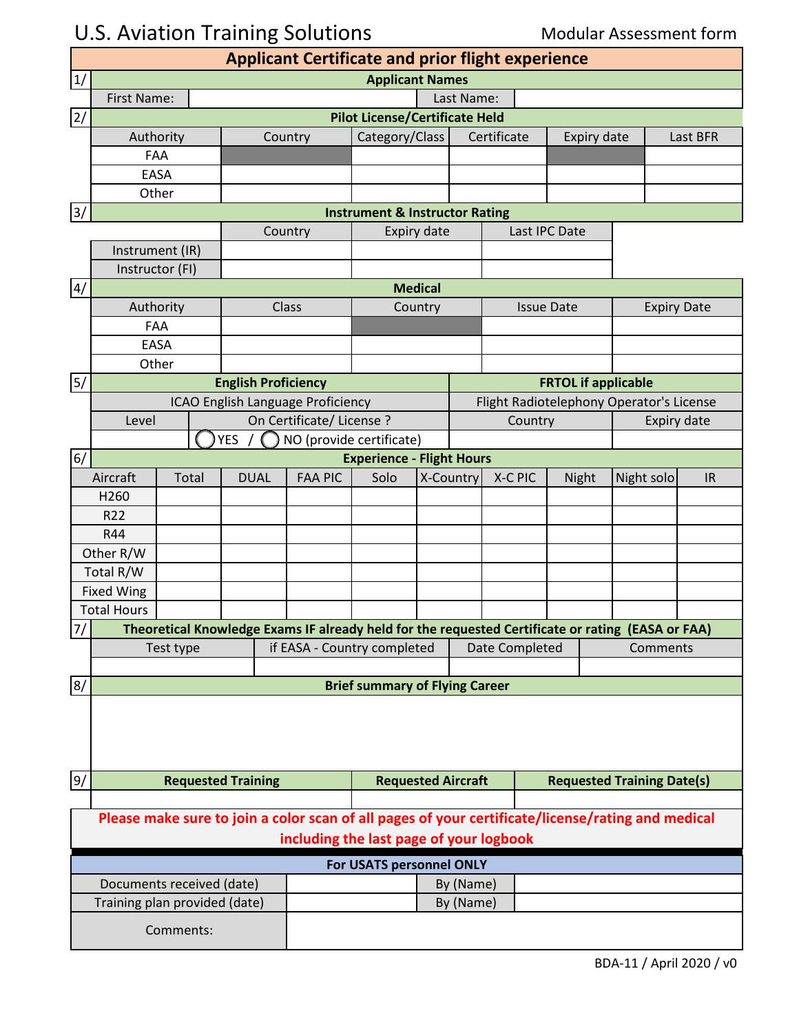# U.S. Aviation Training Solutions

Modular Assessment form

## Applicant Certificate and prior flight experience

### 1/ Applicant Names

| First Name: | | Last Name: | |
|---|---|---|---|

### 2/ Pilot License/Certificate Held

| Authority | Country | Category/Class | Certificate | Expiry date | Last BFR |
|---|---|---|---|---|---|
| FAA | | | | | |
| EASA | | | | | |
| Other | | | | | |

### 3/ Instrument & Instructor Rating

| | Country | Expiry date | Last IPC Date |
|---|---|---|---|
| Instrument (IR) | | | |
| Instructor (FI) | | | |

### 4/ Medical

| Authority | Class | Country | Issue Date | Expiry Date |
|---|---|---|---|---|
| FAA | | | | |
| EASA | | | | |
| Other | | | | |

### 5/ English Proficiency / FRTOL if applicable

| English Proficiency | | FRTOL if applicable | |
|---|---|---|---|
| ICAO English Language Proficiency | | Flight Radiotelephony Operator's License | |
| Level | On Certificate/ License ? | Country | Expiry date |
| | ◯ YES / ◯ NO (provide certificate) | | |

### 6/ Experience - Flight Hours

| Aircraft | Total | DUAL | FAA PIC | Solo | X-Country | X-C PIC | Night | Night solo | IR |
|---|---|---|---|---|---|---|---|---|---|
| H260 | | | | | | | | | |
| R22 | | | | | | | | | |
| R44 | | | | | | | | | |
| Other R/W | | | | | | | | | |
| Total R/W | | | | | | | | | |
| Fixed Wing | | | | | | | | | |
| Total Hours | | | | | | | | | |

### 7/ Theoretical Knowledge Exams IF already held for the requested Certificate or rating (EASA or FAA)

| Test type | if EASA - Country completed | Date Completed | Comments |
|---|---|---|---|
| | | | |

### 8/ Brief summary of Flying Career

### 9/ Requested Training

| Requested Training | Requested Aircraft | Requested Training Date(s) |
|---|---|---|
| | | |

**Please make sure to join a color scan of all pages of your certificate/license/rating and medical including the last page of your logbook**

### For USATS personnel ONLY

| Documents received (date) | | By (Name) | |
|---|---|---|---|
| Training plan provided (date) | | By (Name) | |
| Comments: | | | |

BDA-11 / April 2020 / v0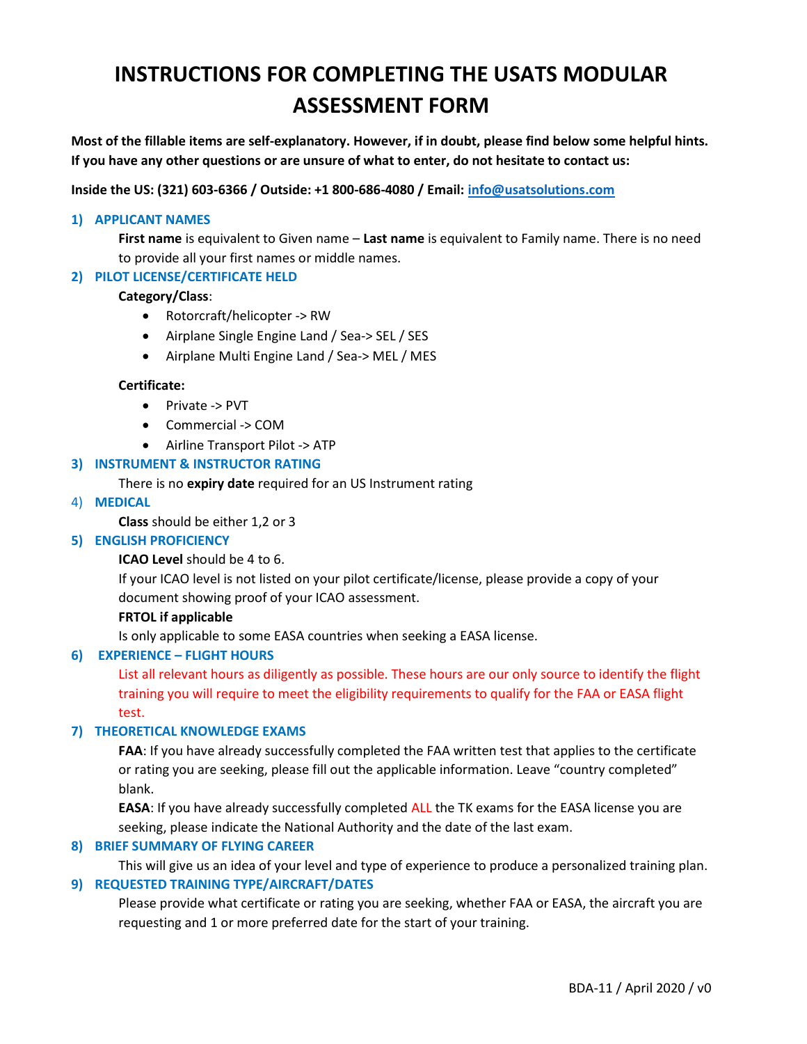# INSTRUCTIONS FOR COMPLETING THE USATS MODULAR ASSESSMENT FORM

**Most of the fillable items are self-explanatory. However, if in doubt, please find below some helpful hints. If you have any other questions or are unsure of what to enter, do not hesitate to contact us:**

**Inside the US: (321) 603-6366 / Outside: +1 800-686-4080 / Email: [info@usatsolutions.com](mailto:info@usatsolutions.com)**

## 1) APPLICANT NAMES

**First name** is equivalent to Given name – **Last name** is equivalent to Family name. There is no need to provide all your first names or middle names.

## 2) PILOT LICENSE/CERTIFICATE HELD

**Category/Class**:

- Rotorcraft/helicopter -> RW
- Airplane Single Engine Land / Sea-> SEL / SES
- Airplane Multi Engine Land / Sea-> MEL / MES

**Certificate:**

- Private -> PVT
- Commercial -> COM
- Airline Transport Pilot -> ATP

## 3) INSTRUMENT & INSTRUCTOR RATING

There is no **expiry date** required for an US Instrument rating

## 4) MEDICAL

**Class** should be either 1,2 or 3

## 5) ENGLISH PROFICIENCY

**ICAO Level** should be 4 to 6.

If your ICAO level is not listed on your pilot certificate/license, please provide a copy of your document showing proof of your ICAO assessment.

**FRTOL if applicable**

Is only applicable to some EASA countries when seeking a EASA license.

## 6) EXPERIENCE – FLIGHT HOURS

List all relevant hours as diligently as possible. These hours are our only source to identify the flight training you will require to meet the eligibility requirements to qualify for the FAA or EASA flight test.

## 7) THEORETICAL KNOWLEDGE EXAMS

**FAA**: If you have already successfully completed the FAA written test that applies to the certificate or rating you are seeking, please fill out the applicable information. Leave "country completed" blank.

**EASA**: If you have already successfully completed ALL the TK exams for the EASA license you are seeking, please indicate the National Authority and the date of the last exam.

## 8) BRIEF SUMMARY OF FLYING CAREER

This will give us an idea of your level and type of experience to produce a personalized training plan.

## 9) REQUESTED TRAINING TYPE/AIRCRAFT/DATES

Please provide what certificate or rating you are seeking, whether FAA or EASA, the aircraft you are requesting and 1 or more preferred date for the start of your training.

BDA-11 / April 2020 / v0